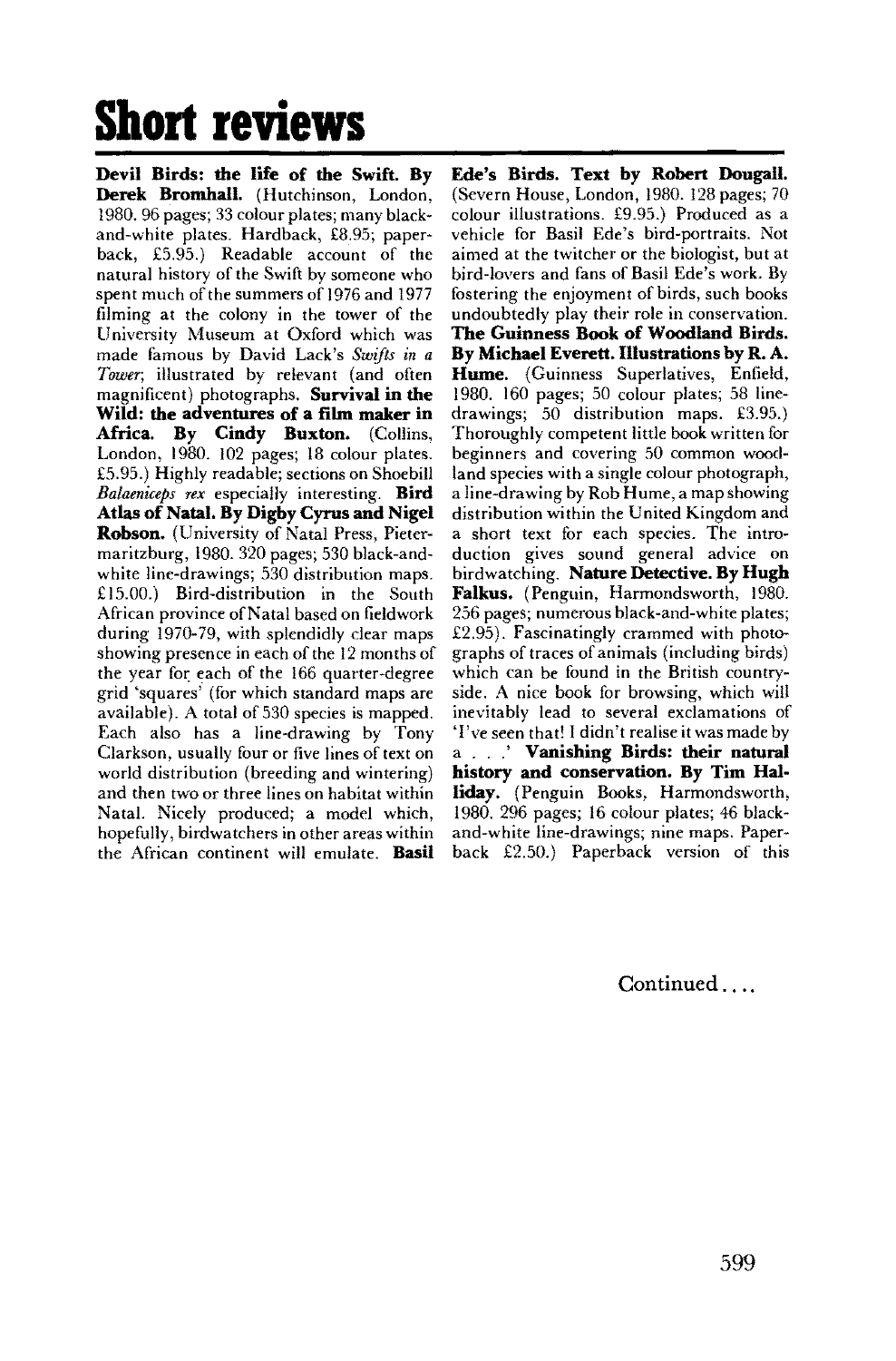# Short reviews

**Devil Birds: the life of the Swift. By Derek Bromhall.** (Hutchinson, London, 1980. 96 pages; 33 colour plates; many black-and-white plates. Hardback, £8.95; paperback, £5.95.) Readable account of the natural history of the Swift by someone who spent much of the summers of 1976 and 1977 filming at the colony in the tower of the University Museum at Oxford which was made famous by David Lack's *Swifts in a Tower*; illustrated by relevant (and often magnificent) photographs. **Survival in the Wild: the adventures of a film maker in Africa. By Cindy Buxton.** (Collins, London, 1980. 102 pages; 18 colour plates. £5.95.) Highly readable; sections on Shoebill *Balaeniceps rex* especially interesting. **Bird Atlas of Natal. By Digby Cyrus and Nigel Robson.** (University of Natal Press, Pietermaritzburg, 1980. 320 pages; 530 black-and-white line-drawings; 530 distribution maps. £15.00.) Bird-distribution in the South African province of Natal based on fieldwork during 1970-79, with splendidly clear maps showing presence in each of the 12 months of the year for each of the 166 quarter-degree grid 'squares' (for which standard maps are available). A total of 530 species is mapped. Each also has a line-drawing by Tony Clarkson, usually four or five lines of text on world distribution (breeding and wintering) and then two or three lines on habitat within Natal. Nicely produced; a model which, hopefully, birdwatchers in other areas within the African continent will emulate. **Basil Ede's Birds. Text by Robert Dougall.** (Severn House, London, 1980. 128 pages; 70 colour illustrations. £9.95.) Produced as a vehicle for Basil Ede's bird-portraits. Not aimed at the twitcher or the biologist, but at bird-lovers and fans of Basil Ede's work. By fostering the enjoyment of birds, such books undoubtedly play their role in conservation. **The Guinness Book of Woodland Birds. By Michael Everett. Illustrations by R. A. Hume.** (Guinness Superlatives, Enfield, 1980. 160 pages; 50 colour plates; 58 line-drawings; 50 distribution maps. £3.95.) Thoroughly competent little book written for beginners and covering 50 common woodland species with a single colour photograph, a line-drawing by Rob Hume, a map showing distribution within the United Kingdom and a short text for each species. The introduction gives sound general advice on birdwatching. **Nature Detective. By Hugh Falkus.** (Penguin, Harmondsworth, 1980. 256 pages; numerous black-and-white plates; £2.95). Fascinatingly crammed with photographs of traces of animals (including birds) which can be found in the British countryside. A nice book for browsing, which will inevitably lead to several exclamations of 'I've seen that! I didn't realise it was made by a . . .' **Vanishing Birds: their natural history and conservation. By Tim Halliday.** (Penguin Books, Harmondsworth, 1980. 296 pages; 16 colour plates; 46 black-and-white line-drawings; nine maps. Paperback £2.50.) Paperback version of this

Continued....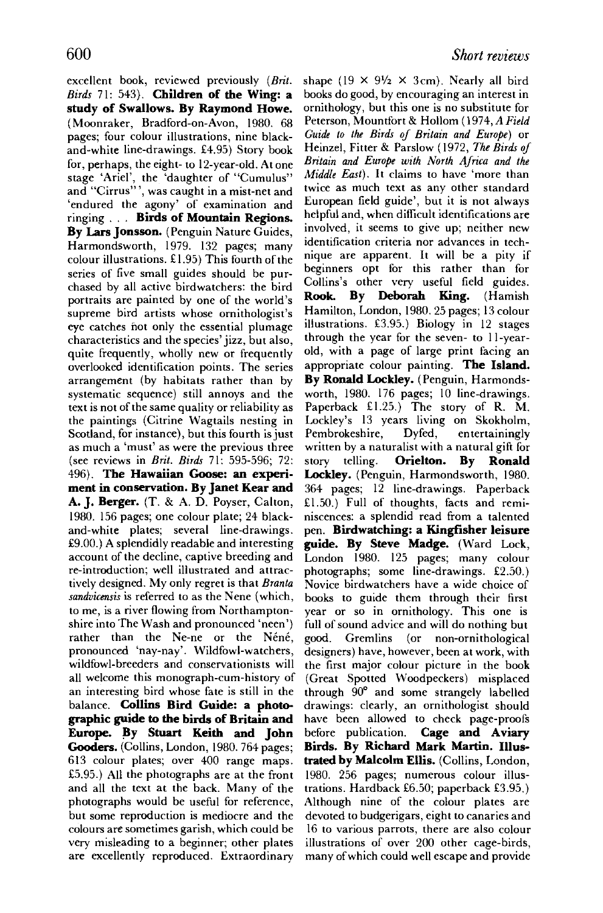excellent book, reviewed previously (*Brit. Birds* 71: 543). **Children of the Wing: a study of Swallows. By Raymond Howe.** (Moonraker, Bradford-on-Avon, 1980. 68 pages; four colour illustrations, nine black-and-white line-drawings. £4.95) Story book for, perhaps, the eight- to 12-year-old. At one stage 'Ariel', the 'daughter of "Cumulus" and "Cirrus"', was caught in a mist-net and 'endured the agony' of examination and ringing . . . **Birds of Mountain Regions. By Lars Jonsson.** (Penguin Nature Guides, Harmondsworth, 1979. 132 pages; many colour illustrations. £1.95) This fourth of the series of five small guides should be purchased by all active birdwatchers: the bird portraits are painted by one of the world's supreme bird artists whose ornithologist's eye catches not only the essential plumage characteristics and the species' jizz, but also, quite frequently, wholly new or frequently overlooked identification points. The series arrangement (by habitats rather than by systematic sequence) still annoys and the text is not of the same quality or reliability as the paintings (Citrine Wagtails nesting in Scotland, for instance), but this fourth is just as much a 'must' as were the previous three (see reviews in *Brit. Birds* 71: 595-596; 72: 496). **The Hawaiian Goose: an experiment in conservation. By Janet Kear and A. J. Berger.** (T. & A. D. Poyser, Calton, 1980. 156 pages; one colour plate; 24 black-and-white plates; several line-drawings. £9.00.) A splendidly readable and interesting account of the decline, captive breeding and re-introduction; well illustrated and attractively designed. My only regret is that *Branta sandvicensis* is referred to as the Nene (which, to me, is a river flowing from Northamptonshire into The Wash and pronounced 'neen') rather than the Ne-ne or the Néné, pronounced 'nay-nay'. Wildfowl-watchers, wildfowl-breeders and conservationists will all welcome this monograph-cum-history of an interesting bird whose fate is still in the balance. **Collins Bird Guide: a photographic guide to the birds of Britain and Europe. By Stuart Keith and John Gooders.** (Collins, London, 1980. 764 pages; 613 colour plates; over 400 range maps. £5.95.) All the photographs are at the front and all the text at the back. Many of the photographs would be useful for reference, but some reproduction is mediocre and the colours are sometimes garish, which could be very misleading to a beginner; other plates are excellently reproduced. Extraordinary shape (19 × 9½ × 3cm). Nearly all bird books do good, by encouraging an interest in ornithology, but this one is no substitute for Peterson, Mountfort & Hollom (1974, *A Field Guide to the Birds of Britain and Europe*) or Heinzel, Fitter & Parslow (1972, *The Birds of Britain and Europe with North Africa and the Middle East*). It claims to have 'more than twice as much text as any other standard European field guide', but it is not always helpful and, when difficult identifications are involved, it seems to give up; neither new identification criteria nor advances in technique are apparent. It will be a pity if beginners opt for this rather than for Collins's other very useful field guides. **Rook. By Deborah King.** (Hamish Hamilton, London, 1980. 25 pages; 13 colour illustrations. £3.95.) Biology in 12 stages through the year for the seven- to 11-year-old, with a page of large print facing an appropriate colour painting. **The Island. By Ronald Lockley.** (Penguin, Harmondsworth, 1980. 176 pages; 10 line-drawings. Paperback £1.25.) The story of R. M. Lockley's 13 years living on Skokholm, Pembrokeshire, Dyfed, entertainingly written by a naturalist with a natural gift for story telling. **Orielton. By Ronald Lockley.** (Penguin, Harmondsworth, 1980. 364 pages; 12 line-drawings. Paperback £1.50.) Full of thoughts, facts and reminiscences: a splendid read from a talented pen. **Birdwatching: a Kingfisher leisure guide. By Steve Madge.** (Ward Lock, London 1980. 125 pages; many colour photographs; some line-drawings. £2.50.) Novice birdwatchers have a wide choice of books to guide them through their first year or so in ornithology. This one is full of sound advice and will do nothing but good. Gremlins (or non-ornithological designers) have, however, been at work, with the first major colour picture in the book (Great Spotted Woodpeckers) misplaced through 90° and some strangely labelled drawings: clearly, an ornithologist should have been allowed to check page-proofs before publication. **Cage and Aviary Birds. By Richard Mark Martin. Illustrated by Malcolm Ellis.** (Collins, London, 1980. 256 pages; numerous colour illustrations. Hardback £6.50; paperback £3.95.) Although nine of the colour plates are devoted to budgerigars, eight to canaries and 16 to various parrots, there are also colour illustrations of over 200 other cage-birds, many of which could well escape and provide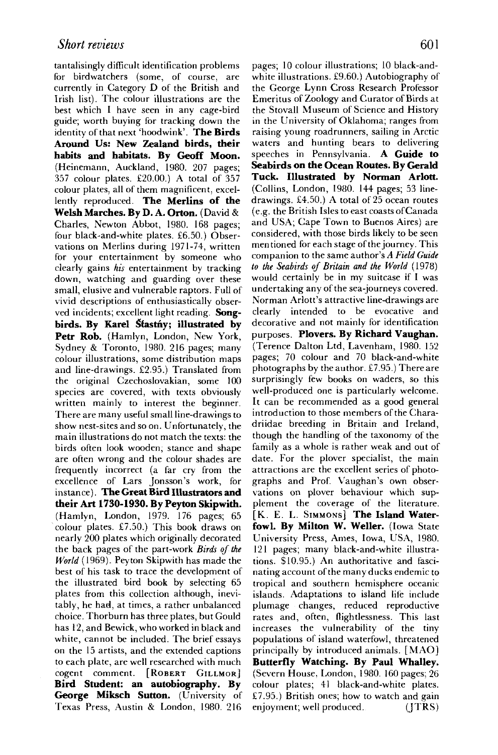tantalisingly difficult identification problems for birdwatchers (some, of course, are currently in Category D of the British and Irish list). The colour illustrations are the best which I have seen in any cage-bird guide; worth buying for tracking down the identity of that next 'hoodwink'. **The Birds Around Us: New Zealand birds, their habits and habitats. By Geoff Moon.** (Heinemann, Auckland, 1980. 207 pages; 357 colour plates. £20.00.) A total of 357 colour plates, all of them magnificent, excellently reproduced. **The Merlins of the Welsh Marches. By D. A. Orton.** (David & Charles, Newton Abbot, 1980. 168 pages; four black-and-white plates. £6.50.) Observations on Merlins during 1971-74, written for your entertainment by someone who clearly gains *his* entertainment by tracking down, watching and guarding over these small, elusive and vulnerable raptors. Full of vivid descriptions of enthusiastically observed incidents; excellent light reading. **Songbirds. By Karel Šťastný; illustrated by Petr Rob.** (Hamlyn, London, New York, Sydney & Toronto, 1980. 216 pages; many colour illustrations, some distribution maps and line-drawings. £2.95.) Translated from the original Czechoslovakian, some 100 species are covered, with texts obviously written mainly to interest the beginner. There are many useful small line-drawings to show nest-sites and so on. Unfortunately, the main illustrations do not match the texts: the birds often look wooden, stance and shape are often wrong and the colour shades are frequently incorrect (a far cry from the excellence of Lars Jonsson's work, for instance). **The Great Bird Illustrators and their Art 1730-1930. By Peyton Skipwith.** (Hamlyn, London, 1979. 176 pages; 65 colour plates. £7.50.) This book draws on nearly 200 plates which originally decorated the back pages of the part-work *Birds of the World* (1969). Peyton Skipwith has made the best of his task to trace the development of the illustrated bird book by selecting 65 plates from this collection although, inevitably, he had, at times, a rather unbalanced choice. Thorburn has three plates, but Gould has 12, and Bewick, who worked in black and white, cannot be included. The brief essays on the 15 artists, and the extended captions to each plate, are well researched with much cogent comment. [ROBERT GILLMOR] **Bird Student: an autobiography. By George Miksch Sutton.** (University of Texas Press, Austin & London, 1980. 216 pages; 10 colour illustrations; 10 black-and-white illustrations. £9.60.) Autobiography of the George Lynn Cross Research Professor Emeritus of Zoology and Curator of Birds at the Stovall Museum of Science and History in the University of Oklahoma; ranges from raising young roadrunners, sailing in Arctic waters and hunting bears to delivering speeches in Pennsylvania. **A Guide to Seabirds on the Ocean Routes. By Gerald Tuck. Illustrated by Norman Arlott.** (Collins, London, 1980. 144 pages; 53 line-drawings. £4.50.) A total of 25 ocean routes (e.g. the British Isles to east coasts of Canada and USA; Cape Town to Buenos Aires) are considered, with those birds likely to be seen mentioned for each stage of the journey. This companion to the same author's *A Field Guide to the Seabirds of Britain and the World* (1978) would certainly be in my suitcase if I was undertaking any of the sea-journeys covered. Norman Arlott's attractive line-drawings are clearly intended to be evocative and decorative and not mainly for identification purposes. **Plovers. By Richard Vaughan.** (Terence Dalton Ltd, Lavenham, 1980. 152 pages; 70 colour and 70 black-and-white photographs by the author. £7.95.) There are surprisingly few books on waders, so this well-produced one is particularly welcome. It can be recommended as a good general introduction to those members of the Charadriidae breeding in Britain and Ireland, though the handling of the taxonomy of the family as a whole is rather weak and out of date. For the plover specialist, the main attractions are the excellent series of photographs and Prof. Vaughan's own observations on plover behaviour which supplement the coverage of the literature. [K. E. L. SIMMONS] **The Island Waterfowl. By Milton W. Weller.** (Iowa State University Press, Ames, Iowa, USA, 1980. 121 pages; many black-and-white illustrations. $10.95.) An authoritative and fascinating account of the many ducks endemic to tropical and southern hemisphere oceanic islands. Adaptations to island life include plumage changes, reduced reproductive rates and, often, flightlessness. This last increases the vulnerability of the tiny populations of island waterfowl, threatened principally by introduced animals. [MAO] **Butterfly Watching. By Paul Whalley.** (Severn House, London, 1980. 160 pages; 26 colour plates; 41 black-and-white plates. £7.95.) British ones; how to watch and gain enjoyment; well produced. (JTRS)